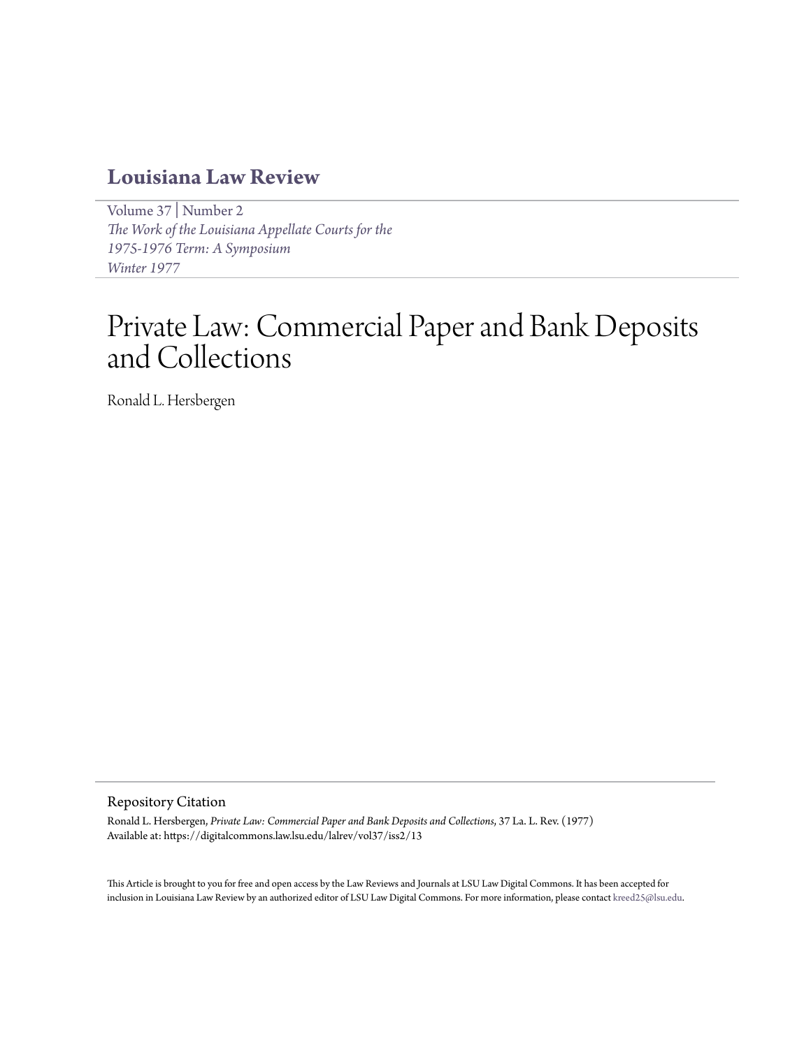# Louisiana Law Review

Volume 37 | Number 2
*The Work of the Louisiana Appellate Courts for the 1975-1976 Term: A Symposium*
*Winter 1977*

# Private Law: Commercial Paper and Bank Deposits and Collections

Ronald L. Hersbergen

## Repository Citation

Ronald L. Hersbergen, *Private Law: Commercial Paper and Bank Deposits and Collections*, 37 La. L. Rev. (1977)
Available at: https://digitalcommons.law.lsu.edu/lalrev/vol37/iss2/13

This Article is brought to you for free and open access by the Law Reviews and Journals at LSU Law Digital Commons. It has been accepted for inclusion in Louisiana Law Review by an authorized editor of LSU Law Digital Commons. For more information, please contact kreed25@lsu.edu.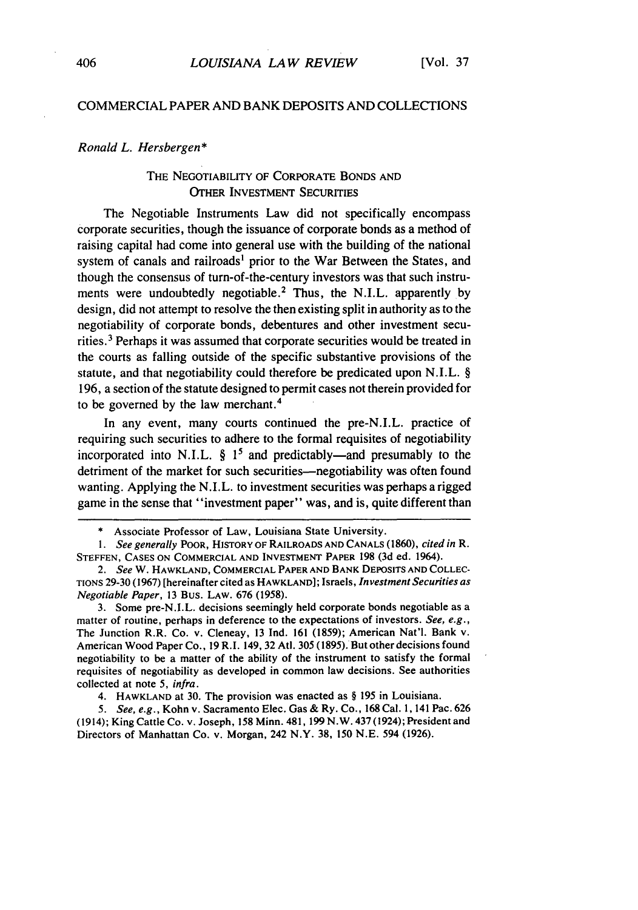## COMMERCIAL PAPER AND BANK DEPOSITS AND COLLECTIONS

*Ronald L. Hersbergen**

### THE NEGOTIABILITY OF CORPORATE BONDS AND OTHER INVESTMENT SECURITIES

The Negotiable Instruments Law did not specifically encompass corporate securities, though the issuance of corporate bonds as a method of raising capital had come into general use with the building of the national system of canals and railroads[1] prior to the War Between the States, and though the consensus of turn-of-the-century investors was that such instruments were undoubtedly negotiable.[2] Thus, the N.I.L. apparently by design, did not attempt to resolve the then existing split in authority as to the negotiability of corporate bonds, debentures and other investment securities.[3] Perhaps it was assumed that corporate securities would be treated in the courts as falling outside of the specific substantive provisions of the statute, and that negotiability could therefore be predicated upon N.I.L. § 196, a section of the statute designed to permit cases not therein provided for to be governed by the law merchant.[4]

In any event, many courts continued the pre-N.I.L. practice of requiring such securities to adhere to the formal requisites of negotiability incorporated into N.I.L. § 1[5] and predictably—and presumably to the detriment of the market for such securities—negotiability was often found wanting. Applying the N.I.L. to investment securities was perhaps a rigged game in the sense that "investment paper" was, and is, quite different than

---

\* Associate Professor of Law, Louisiana State University.

1. *See generally* POOR, HISTORY OF RAILROADS AND CANALS (1860), *cited in* R. STEFFEN, CASES ON COMMERCIAL AND INVESTMENT PAPER 198 (3d ed. 1964).

2. *See* W. HAWKLAND, COMMERCIAL PAPER AND BANK DEPOSITS AND COLLECTIONS 29-30 (1967) [hereinafter cited as HAWKLAND]; Israels, *Investment Securities as Negotiable Paper*, 13 BUS. LAW. 676 (1958).

3. Some pre-N.I.L. decisions seemingly held corporate bonds negotiable as a matter of routine, perhaps in deference to the expectations of investors. *See, e.g.*, The Junction R.R. Co. v. Cleneay, 13 Ind. 161 (1859); American Nat'l. Bank v. American Wood Paper Co., 19 R.I. 149, 32 Atl. 305 (1895). But other decisions found negotiability to be a matter of the ability of the instrument to satisfy the formal requisites of negotiability as developed in common law decisions. See authorities collected at note 5, *infra*.

4. HAWKLAND at 30. The provision was enacted as § 195 in Louisiana.

5. *See, e.g.*, Kohn v. Sacramento Elec. Gas & Ry. Co., 168 Cal. 1, 141 Pac. 626 (1914); King Cattle Co. v. Joseph, 158 Minn. 481, 199 N.W. 437 (1924); President and Directors of Manhattan Co. v. Morgan, 242 N.Y. 38, 150 N.E. 594 (1926).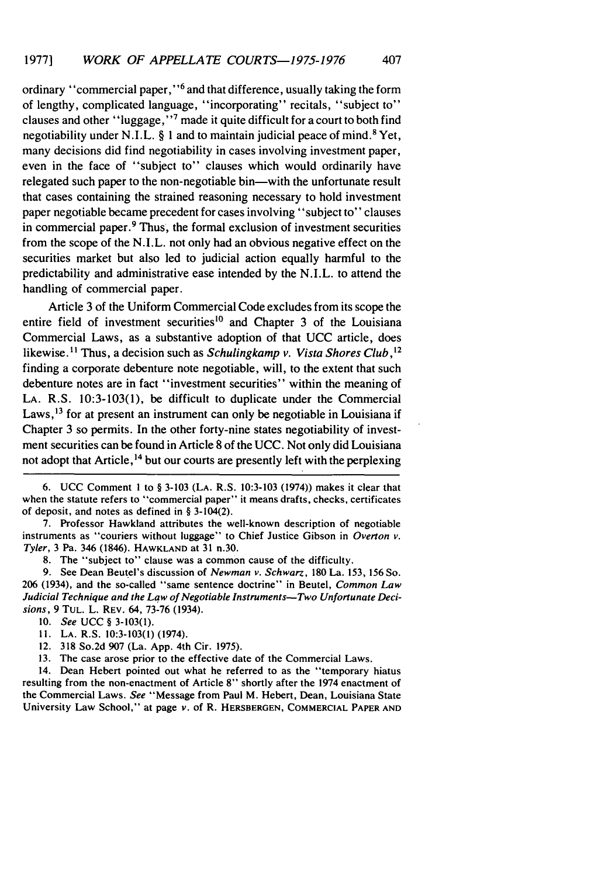ordinary "commercial paper,"[6] and that difference, usually taking the form of lengthy, complicated language, "incorporating" recitals, "subject to" clauses and other "luggage,"[7] made it quite difficult for a court to both find negotiability under N.I.L. § 1 and to maintain judicial peace of mind.[8] Yet, many decisions did find negotiability in cases involving investment paper, even in the face of "subject to" clauses which would ordinarily have relegated such paper to the non-negotiable bin—with the unfortunate result that cases containing the strained reasoning necessary to hold investment paper negotiable became precedent for cases involving "subject to" clauses in commercial paper.[9] Thus, the formal exclusion of investment securities from the scope of the N.I.L. not only had an obvious negative effect on the securities market but also led to judicial action equally harmful to the predictability and administrative ease intended by the N.I.L. to attend the handling of commercial paper.

Article 3 of the Uniform Commercial Code excludes from its scope the entire field of investment securities[10] and Chapter 3 of the Louisiana Commercial Laws, as a substantive adoption of that UCC article, does likewise.[11] Thus, a decision such as *Schulingkamp v. Vista Shores Club*,[12] finding a corporate debenture note negotiable, will, to the extent that such debenture notes are in fact "investment securities" within the meaning of LA. R.S. 10:3-103(1), be difficult to duplicate under the Commercial Laws,[13] for at present an instrument can only be negotiable in Louisiana if Chapter 3 so permits. In the other forty-nine states negotiability of investment securities can be found in Article 8 of the UCC. Not only did Louisiana not adopt that Article,[14] but our courts are presently left with the perplexing

6. UCC Comment 1 to § 3-103 (LA. R.S. 10:3-103 (1974)) makes it clear that when the statute refers to "commercial paper" it means drafts, checks, certificates of deposit, and notes as defined in § 3-104(2).

7. Professor Hawkland attributes the well-known description of negotiable instruments as "couriers without luggage" to Chief Justice Gibson in *Overton v. Tyler*, 3 Pa. 346 (1846). HAWKLAND at 31 n.30.

8. The "subject to" clause was a common cause of the difficulty.

9. See Dean Beutel's discussion of *Newman v. Schwarz*, 180 La. 153, 156 So. 206 (1934), and the so-called "same sentence doctrine" in Beutel, *Common Law Judicial Technique and the Law of Negotiable Instruments—Two Unfortunate Decisions*, 9 TUL. L. REV. 64, 73-76 (1934).

10. *See* UCC § 3-103(1).

11. LA. R.S. 10:3-103(1) (1974).

12. 318 So.2d 907 (La. App. 4th Cir. 1975).

13. The case arose prior to the effective date of the Commercial Laws.

14. Dean Hebert pointed out what he referred to as the "temporary hiatus resulting from the non-enactment of Article 8" shortly after the 1974 enactment of the Commercial Laws. *See* "Message from Paul M. Hebert, Dean, Louisiana State University Law School," at page *v.* of R. HERSBERGEN, COMMERCIAL PAPER AND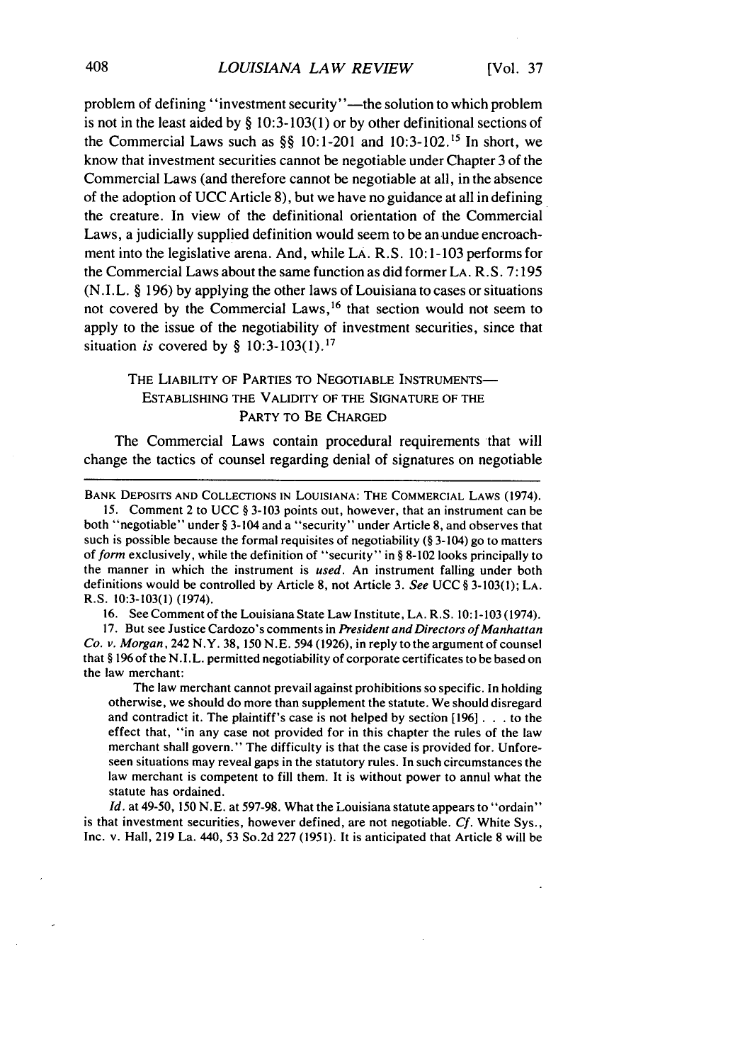problem of defining "investment security"—the solution to which problem is not in the least aided by § 10:3-103(1) or by other definitional sections of the Commercial Laws such as §§ 10:1-201 and 10:3-102.[15] In short, we know that investment securities cannot be negotiable under Chapter 3 of the Commercial Laws (and therefore cannot be negotiable at all, in the absence of the adoption of UCC Article 8), but we have no guidance at all in defining the creature. In view of the definitional orientation of the Commercial Laws, a judicially supplied definition would seem to be an undue encroachment into the legislative arena. And, while LA. R.S. 10:1-103 performs for the Commercial Laws about the same function as did former LA. R.S. 7:195 (N.I.L. § 196) by applying the other laws of Louisiana to cases or situations not covered by the Commercial Laws,[16] that section would not seem to apply to the issue of the negotiability of investment securities, since that situation *is* covered by § 10:3-103(1).[17]

## THE LIABILITY OF PARTIES TO NEGOTIABLE INSTRUMENTS—ESTABLISHING THE VALIDITY OF THE SIGNATURE OF THE PARTY TO BE CHARGED

The Commercial Laws contain procedural requirements that will change the tactics of counsel regarding denial of signatures on negotiable

---

BANK DEPOSITS AND COLLECTIONS IN LOUISIANA: THE COMMERCIAL LAWS (1974).

15. Comment 2 to UCC § 3-103 points out, however, that an instrument can be both "negotiable" under § 3-104 and a "security" under Article 8, and observes that such is possible because the formal requisites of negotiability (§ 3-104) go to matters of *form* exclusively, while the definition of "security" in § 8-102 looks principally to the manner in which the instrument is *used*. An instrument falling under both definitions would be controlled by Article 8, not Article 3. *See* UCC § 3-103(1); LA. R.S. 10:3-103(1) (1974).

16. See Comment of the Louisiana State Law Institute, LA. R.S. 10:1-103 (1974).

17. But see Justice Cardozo's comments in *President and Directors of Manhattan Co. v. Morgan*, 242 N.Y. 38, 150 N.E. 594 (1926), in reply to the argument of counsel that § 196 of the N.I.L. permitted negotiability of corporate certificates to be based on the law merchant:

> The law merchant cannot prevail against prohibitions so specific. In holding otherwise, we should do more than supplement the statute. We should disregard and contradict it. The plaintiff's case is not helped by section [196] . . . to the effect that, "in any case not provided for in this chapter the rules of the law merchant shall govern." The difficulty is that the case is provided for. Unforeseen situations may reveal gaps in the statutory rules. In such circumstances the law merchant is competent to fill them. It is without power to annul what the statute has ordained.

*Id.* at 49-50, 150 N.E. at 597-98. What the Louisiana statute appears to "ordain" is that investment securities, however defined, are not negotiable. *Cf.* White Sys., Inc. v. Hall, 219 La. 440, 53 So.2d 227 (1951). It is anticipated that Article 8 will be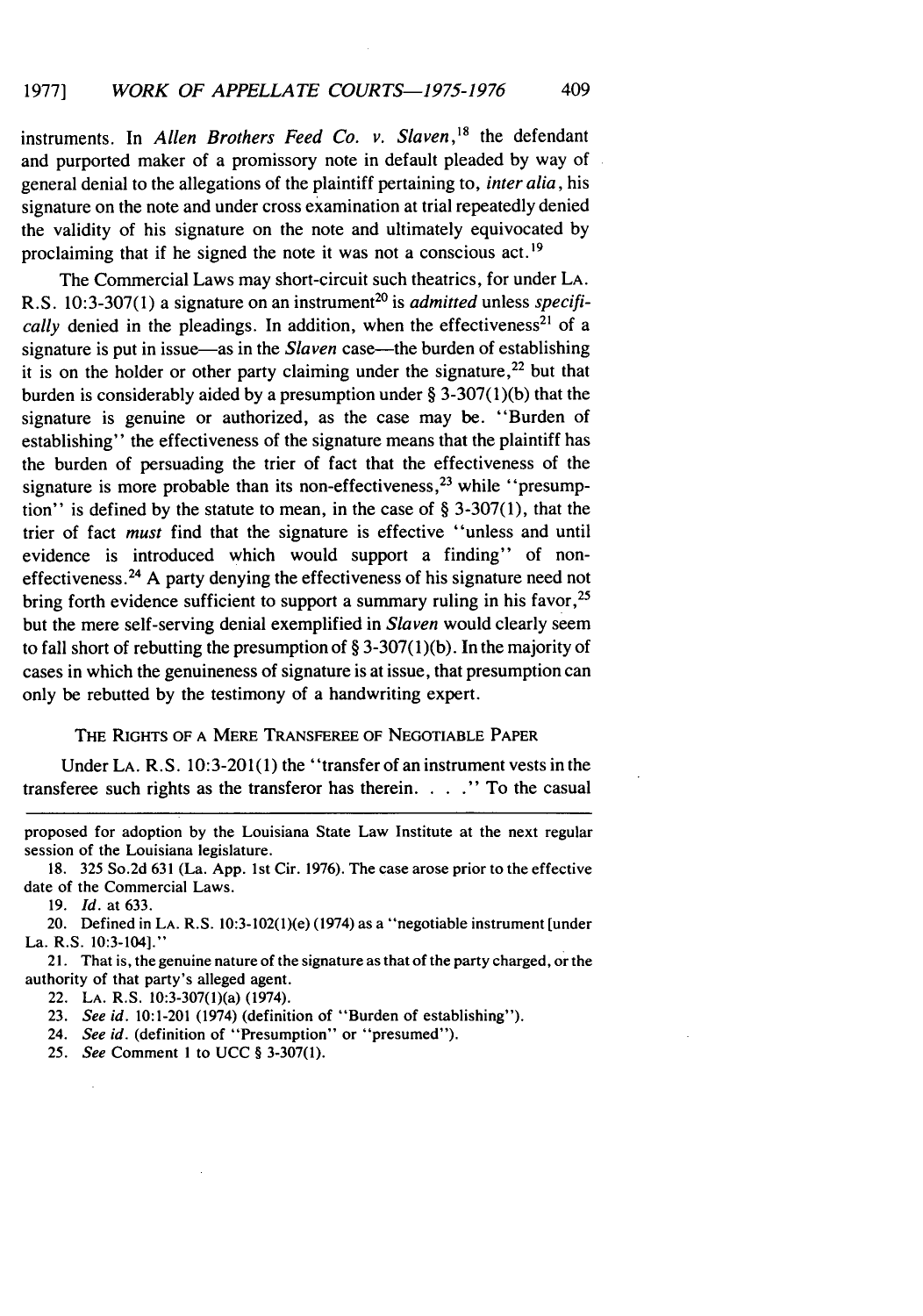instruments. In *Allen Brothers Feed Co. v. Slaven*,[18] the defendant and purported maker of a promissory note in default pleaded by way of general denial to the allegations of the plaintiff pertaining to, *inter alia*, his signature on the note and under cross examination at trial repeatedly denied the validity of his signature on the note and ultimately equivocated by proclaiming that if he signed the note it was not a conscious act.[19]

The Commercial Laws may short-circuit such theatrics, for under LA. R.S. 10:3-307(1) a signature on an instrument[20] is *admitted* unless *specifically* denied in the pleadings. In addition, when the effectiveness[21] of a signature is put in issue—as in the *Slaven* case—the burden of establishing it is on the holder or other party claiming under the signature,[22] but that burden is considerably aided by a presumption under § 3-307(1)(b) that the signature is genuine or authorized, as the case may be. "Burden of establishing" the effectiveness of the signature means that the plaintiff has the burden of persuading the trier of fact that the effectiveness of the signature is more probable than its non-effectiveness,[23] while "presumption" is defined by the statute to mean, in the case of § 3-307(1), that the trier of fact *must* find that the signature is effective "unless and until evidence is introduced which would support a finding" of non-effectiveness.[24] A party denying the effectiveness of his signature need not bring forth evidence sufficient to support a summary ruling in his favor,[25] but the mere self-serving denial exemplified in *Slaven* would clearly seem to fall short of rebutting the presumption of § 3-307(1)(b). In the majority of cases in which the genuineness of signature is at issue, that presumption can only be rebutted by the testimony of a handwriting expert.

## THE RIGHTS OF A MERE TRANSFEREE OF NEGOTIABLE PAPER

Under LA. R.S. 10:3-201(1) the "transfer of an instrument vests in the transferee such rights as the transferor has therein. . . ." To the casual

---

proposed for adoption by the Louisiana State Law Institute at the next regular session of the Louisiana legislature.

18. 325 So.2d 631 (La. App. 1st Cir. 1976). The case arose prior to the effective date of the Commercial Laws.

19. *Id.* at 633.

20. Defined in LA. R.S. 10:3-102(1)(e) (1974) as a "negotiable instrument [under La. R.S. 10:3-104]."

21. That is, the genuine nature of the signature as that of the party charged, or the authority of that party's alleged agent.

22. LA. R.S. 10:3-307(1)(a) (1974).

23. *See id.* 10:1-201 (1974) (definition of "Burden of establishing").

24. *See id.* (definition of "Presumption" or "presumed").

25. *See* Comment 1 to UCC § 3-307(1).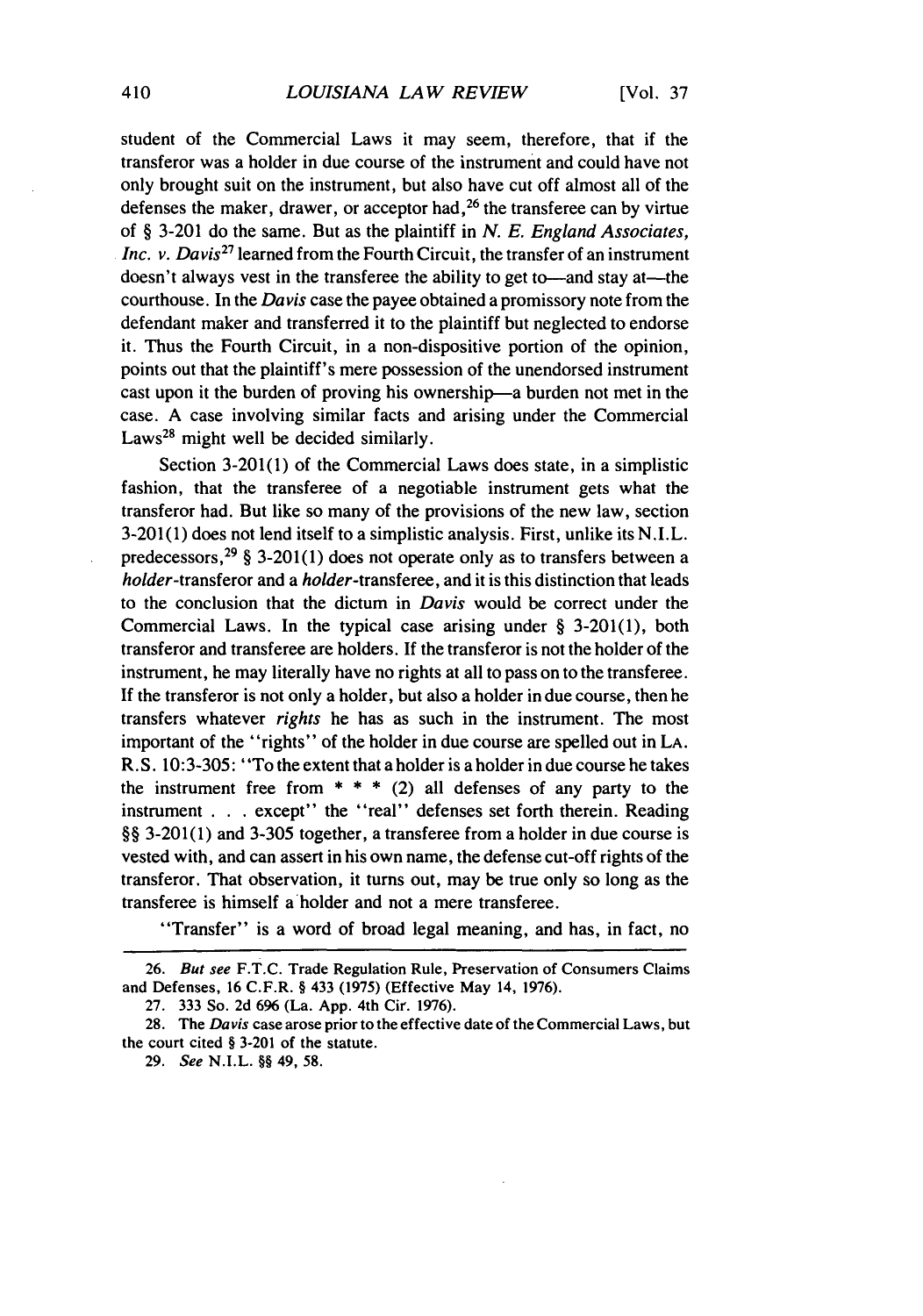student of the Commercial Laws it may seem, therefore, that if the transferor was a holder in due course of the instrument and could have not only brought suit on the instrument, but also have cut off almost all of the defenses the maker, drawer, or acceptor had,[26] the transferee can by virtue of § 3-201 do the same. But as the plaintiff in *N. E. England Associates, Inc. v. Davis*[27] learned from the Fourth Circuit, the transfer of an instrument doesn't always vest in the transferee the ability to get to—and stay at—the courthouse. In the *Davis* case the payee obtained a promissory note from the defendant maker and transferred it to the plaintiff but neglected to endorse it. Thus the Fourth Circuit, in a non-dispositive portion of the opinion, points out that the plaintiff's mere possession of the unendorsed instrument cast upon it the burden of proving his ownership—a burden not met in the case. A case involving similar facts and arising under the Commercial Laws[28] might well be decided similarly.

Section 3-201(1) of the Commercial Laws does state, in a simplistic fashion, that the transferee of a negotiable instrument gets what the transferor had. But like so many of the provisions of the new law, section 3-201(1) does not lend itself to a simplistic analysis. First, unlike its N.I.L. predecessors,[29] § 3-201(1) does not operate only as to transfers between a *holder*-transferor and a *holder*-transferee, and it is this distinction that leads to the conclusion that the dictum in *Davis* would be correct under the Commercial Laws. In the typical case arising under § 3-201(1), both transferor and transferee are holders. If the transferor is not the holder of the instrument, he may literally have no rights at all to pass on to the transferee. If the transferor is not only a holder, but also a holder in due course, then he transfers whatever *rights* he has as such in the instrument. The most important of the "rights" of the holder in due course are spelled out in LA. R.S. 10:3-305: "To the extent that a holder is a holder in due course he takes the instrument free from * * * (2) all defenses of any party to the instrument . . . except" the "real" defenses set forth therein. Reading §§ 3-201(1) and 3-305 together, a transferee from a holder in due course is vested with, and can assert in his own name, the defense cut-off rights of the transferor. That observation, it turns out, may be true only so long as the transferee is himself a holder and not a mere transferee.

"Transfer" is a word of broad legal meaning, and has, in fact, no

---

26. *But see* F.T.C. Trade Regulation Rule, Preservation of Consumers Claims and Defenses, 16 C.F.R. § 433 (1975) (Effective May 14, 1976).

27. 333 So. 2d 696 (La. App. 4th Cir. 1976).

28. The *Davis* case arose prior to the effective date of the Commercial Laws, but the court cited § 3-201 of the statute.

29. *See* N.I.L. §§ 49, 58.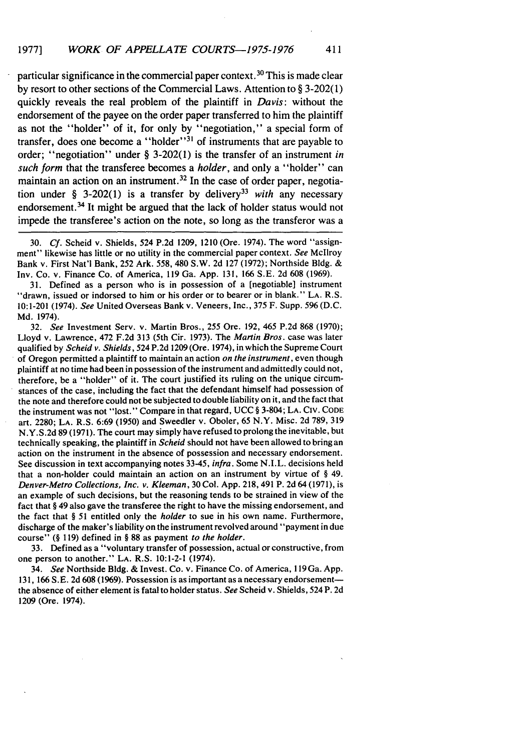particular significance in the commercial paper context.[30] This is made clear by resort to other sections of the Commercial Laws. Attention to § 3-202(1) quickly reveals the real problem of the plaintiff in *Davis*: without the endorsement of the payee on the order paper transferred to him the plaintiff as not the "holder" of it, for only by "negotiation," a special form of transfer, does one become a "holder"[31] of instruments that are payable to order; "negotiation" under § 3-202(1) is the transfer of an instrument *in such form* that the transferee becomes a *holder*, and only a "holder" can maintain an action on an instrument.[32] In the case of order paper, negotiation under § 3-202(1) is a transfer by delivery[33] *with* any necessary endorsement.[34] It might be argued that the lack of holder status would not impede the transferee's action on the note, so long as the transferor was a

---

30. *Cf.* Scheid v. Shields, 524 P.2d 1209, 1210 (Ore. 1974). The word "assignment" likewise has little or no utility in the commercial paper context. *See* McIlroy Bank v. First Nat'l Bank, 252 Ark. 558, 480 S.W. 2d 127 (1972); Northside Bldg. & Inv. Co. v. Finance Co. of America, 119 Ga. App. 131, 166 S.E. 2d 608 (1969).

31. Defined as a person who is in possession of a [negotiable] instrument "drawn, issued or indorsed to him or his order or to bearer or in blank." LA. R.S. 10:1-201 (1974). *See* United Overseas Bank v. Veneers, Inc., 375 F. Supp. 596 (D.C. Md. 1974).

32. *See* Investment Serv. v. Martin Bros., 255 Ore. 192, 465 P.2d 868 (1970); Lloyd v. Lawrence, 472 F.2d 313 (5th Cir. 1973). The *Martin Bros.* case was later qualified by *Scheid v. Shields*, 524 P.2d 1209 (Ore. 1974), in which the Supreme Court of Oregon permitted a plaintiff to maintain an action *on the instrument*, even though plaintiff at no time had been in possession of the instrument and admittedly could not, therefore, be a "holder" of it. The court justified its ruling on the unique circumstances of the case, including the fact that the defendant himself had possession of the note and therefore could not be subjected to double liability on it, and the fact that the instrument was not "lost." Compare in that regard, UCC § 3-804; LA. CIV. CODE art. 2280; LA. R.S. 6:69 (1950) and Sweedler v. Oboler, 65 N.Y. Misc. 2d 789, 319 N.Y.S.2d 89 (1971). The court may simply have refused to prolong the inevitable, but technically speaking, the plaintiff in *Scheid* should not have been allowed to bring an action on the instrument in the absence of possession and necessary endorsement. See discussion in text accompanying notes 33-45, *infra*. Some N.I.L. decisions held that a non-holder could maintain an action on an instrument by virtue of § 49. *Denver-Metro Collections, Inc. v. Kleeman*, 30 Col. App. 218, 491 P. 2d 64 (1971), is an example of such decisions, but the reasoning tends to be strained in view of the fact that § 49 also gave the transferee the right to have the missing endorsement, and the fact that § 51 entitled only the *holder* to sue in his own name. Furthermore, discharge of the maker's liability on the instrument revolved around "payment in due course" (§ 119) defined in § 88 as payment *to the holder*.

33. Defined as a "voluntary transfer of possession, actual or constructive, from one person to another." LA. R.S. 10:1-2-1 (1974).

34. *See* Northside Bldg. & Invest. Co. v. Finance Co. of America, 119 Ga. App. 131, 166 S.E. 2d 608 (1969). Possession is as important as a necessary endorsement—the absence of either element is fatal to holder status. *See* Scheid v. Shields, 524 P. 2d 1209 (Ore. 1974).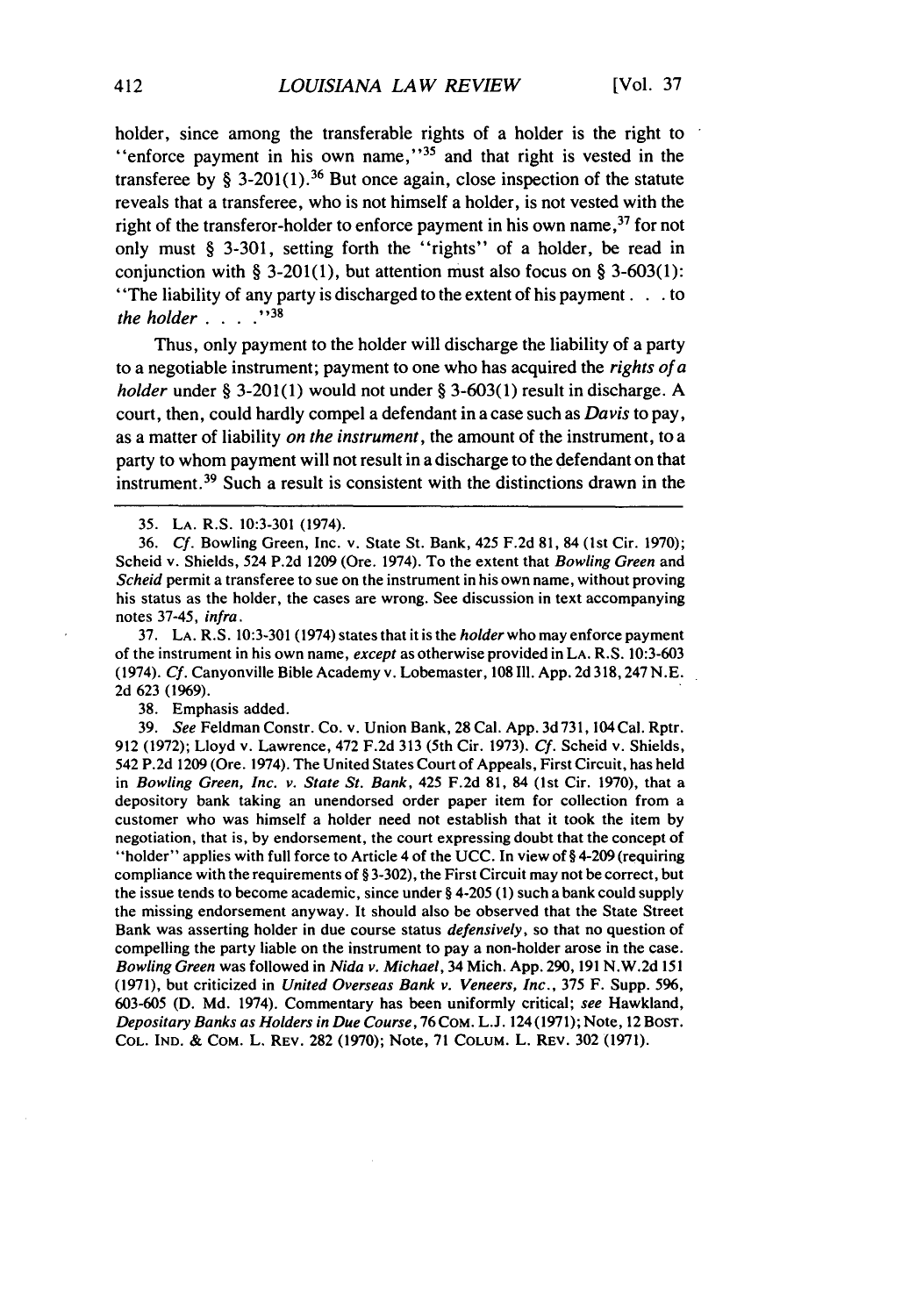holder, since among the transferable rights of a holder is the right to "enforce payment in his own name,"[35] and that right is vested in the transferee by § 3-201(1).[36] But once again, close inspection of the statute reveals that a transferee, who is not himself a holder, is not vested with the right of the transferor-holder to enforce payment in his own name,[37] for not only must § 3-301, setting forth the "rights" of a holder, be read in conjunction with § 3-201(1), but attention must also focus on § 3-603(1): "The liability of any party is discharged to the extent of his payment . . . to *the holder* . . . ."[38]

Thus, only payment to the holder will discharge the liability of a party to a negotiable instrument; payment to one who has acquired the *rights of a holder* under § 3-201(1) would not under § 3-603(1) result in discharge. A court, then, could hardly compel a defendant in a case such as *Davis* to pay, as a matter of liability *on the instrument*, the amount of the instrument, to a party to whom payment will not result in a discharge to the defendant on that instrument.[39] Such a result is consistent with the distinctions drawn in the

---

35. LA. R.S. 10:3-301 (1974).

36. *Cf.* Bowling Green, Inc. v. State St. Bank, 425 F.2d 81, 84 (1st Cir. 1970); Scheid v. Shields, 524 P.2d 1209 (Ore. 1974). To the extent that *Bowling Green* and *Scheid* permit a transferee to sue on the instrument in his own name, without proving his status as the holder, the cases are wrong. See discussion in text accompanying notes 37-45, *infra*.

37. LA. R.S. 10:3-301 (1974) states that it is the *holder* who may enforce payment of the instrument in his own name, *except* as otherwise provided in LA. R.S. 10:3-603 (1974). *Cf.* Canyonville Bible Academy v. Lobemaster, 108 Ill. App. 2d 318, 247 N.E. 2d 623 (1969).

38. Emphasis added.

39. *See* Feldman Constr. Co. v. Union Bank, 28 Cal. App. 3d 731, 104 Cal. Rptr. 912 (1972); Lloyd v. Lawrence, 472 F.2d 313 (5th Cir. 1973). *Cf.* Scheid v. Shields, 542 P.2d 1209 (Ore. 1974). The United States Court of Appeals, First Circuit, has held in *Bowling Green, Inc. v. State St. Bank*, 425 F.2d 81, 84 (1st Cir. 1970), that a depository bank taking an unendorsed order paper item for collection from a customer who was himself a holder need not establish that it took the item by negotiation, that is, by endorsement, the court expressing doubt that the concept of "holder" applies with full force to Article 4 of the UCC. In view of § 4-209 (requiring compliance with the requirements of § 3-302), the First Circuit may not be correct, but the issue tends to become academic, since under § 4-205 (1) such a bank could supply the missing endorsement anyway. It should also be observed that the State Street Bank was asserting holder in due course status *defensively*, so that no question of compelling the party liable on the instrument to pay a non-holder arose in the case. *Bowling Green* was followed in *Nida v. Michael*, 34 Mich. App. 290, 191 N.W.2d 151 (1971), but criticized in *United Overseas Bank v. Veneers, Inc.*, 375 F. Supp. 596, 603-605 (D. Md. 1974). Commentary has been uniformly critical; *see* Hawkland, *Depositary Banks as Holders in Due Course*, 76 COM. L.J. 124 (1971); Note, 12 BOST. COL. IND. & COM. L. REV. 282 (1970); Note, 71 COLUM. L. REV. 302 (1971).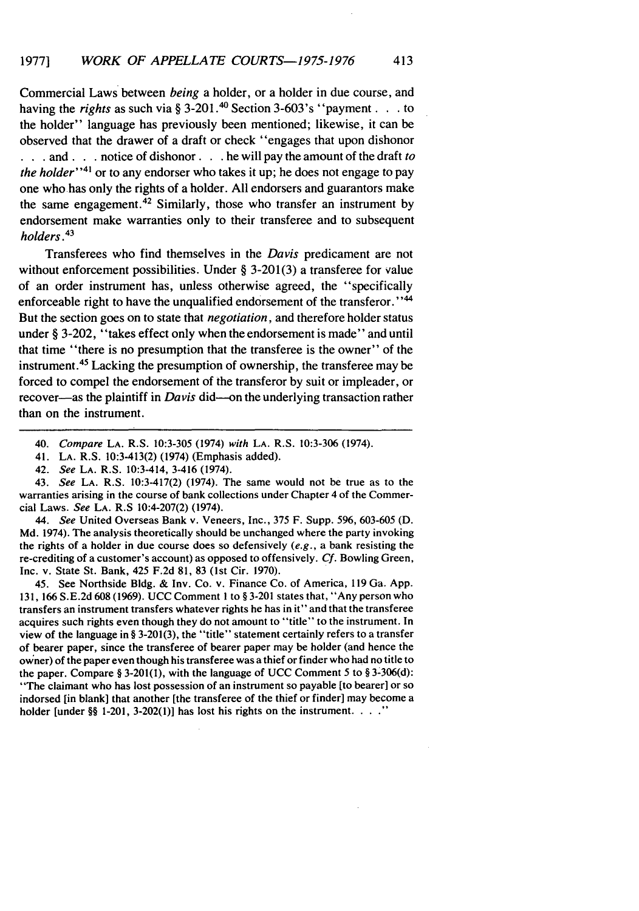Commercial Laws between *being* a holder, or a holder in due course, and having the *rights* as such via § 3-201.[40] Section 3-603's "payment . . . to the holder" language has previously been mentioned; likewise, it can be observed that the drawer of a draft or check "engages that upon dishonor . . . and . . . notice of dishonor . . . he will pay the amount of the draft *to the holder*"[41] or to any endorser who takes it up; he does not engage to pay one who has only the rights of a holder. All endorsers and guarantors make the same engagement.[42] Similarly, those who transfer an instrument by endorsement make warranties only to their transferee and to subsequent *holders*.[43]

Transferees who find themselves in the *Davis* predicament are not without enforcement possibilities. Under § 3-201(3) a transferee for value of an order instrument has, unless otherwise agreed, the "specifically enforceable right to have the unqualified endorsement of the transferor."[44] But the section goes on to state that *negotiation*, and therefore holder status under § 3-202, "takes effect only when the endorsement is made" and until that time "there is no presumption that the transferee is the owner" of the instrument.[45] Lacking the presumption of ownership, the transferee may be forced to compel the endorsement of the transferor by suit or impleader, or recover—as the plaintiff in *Davis* did—on the underlying transaction rather than on the instrument.

---

40. *Compare* LA. R.S. 10:3-305 (1974) *with* LA. R.S. 10:3-306 (1974).

41. LA. R.S. 10:3-413(2) (1974) (Emphasis added).

42. *See* LA. R.S. 10:3-414, 3-416 (1974).

43. *See* LA. R.S. 10:3-417(2) (1974). The same would not be true as to the warranties arising in the course of bank collections under Chapter 4 of the Commercial Laws. *See* LA. R.S 10:4-207(2) (1974).

44. *See* United Overseas Bank v. Veneers, Inc., 375 F. Supp. 596, 603-605 (D. Md. 1974). The analysis theoretically should be unchanged where the party invoking the rights of a holder in due course does so defensively (*e.g.*, a bank resisting the re-crediting of a customer's account) as opposed to offensively. *Cf.* Bowling Green, Inc. v. State St. Bank, 425 F.2d 81, 83 (1st Cir. 1970).

45. See Northside Bldg. & Inv. Co. v. Finance Co. of America, 119 Ga. App. 131, 166 S.E.2d 608 (1969). UCC Comment 1 to § 3-201 states that, "Any person who transfers an instrument transfers whatever rights he has in it" and that the transferee acquires such rights even though they do not amount to "title" to the instrument. In view of the language in § 3-201(3), the "title" statement certainly refers to a transfer of bearer paper, since the transferee of bearer paper may be holder (and hence the owner) of the paper even though his transferee was a thief or finder who had no title to the paper. Compare § 3-201(1), with the language of UCC Comment 5 to § 3-306(d): "The claimant who has lost possession of an instrument so payable [to bearer] or so indorsed [in blank] that another [the transferee of the thief or finder] may become a holder [under §§ 1-201, 3-202(1)] has lost his rights on the instrument. . . ."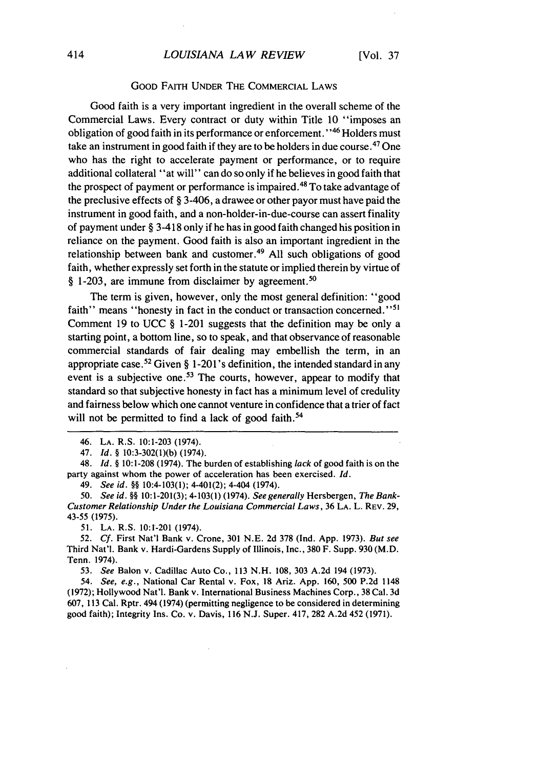## GOOD FAITH UNDER THE COMMERCIAL LAWS

Good faith is a very important ingredient in the overall scheme of the Commercial Laws. Every contract or duty within Title 10 "imposes an obligation of good faith in its performance or enforcement."[46] Holders must take an instrument in good faith if they are to be holders in due course.[47] One who has the right to accelerate payment or performance, or to require additional collateral "at will" can do so only if he believes in good faith that the prospect of payment or performance is impaired.[48] To take advantage of the preclusive effects of § 3-406, a drawee or other payor must have paid the instrument in good faith, and a non-holder-in-due-course can assert finality of payment under § 3-418 only if he has in good faith changed his position in reliance on the payment. Good faith is also an important ingredient in the relationship between bank and customer.[49] All such obligations of good faith, whether expressly set forth in the statute or implied therein by virtue of § 1-203, are immune from disclaimer by agreement.[50]

The term is given, however, only the most general definition: "good faith" means "honesty in fact in the conduct or transaction concerned."[51] Comment 19 to UCC § 1-201 suggests that the definition may be only a starting point, a bottom line, so to speak, and that observance of reasonable commercial standards of fair dealing may embellish the term, in an appropriate case.[52] Given § 1-201's definition, the intended standard in any event is a subjective one.[53] The courts, however, appear to modify that standard so that subjective honesty in fact has a minimum level of credulity and fairness below which one cannot venture in confidence that a trier of fact will not be permitted to find a lack of good faith.[54]

---

46. LA. R.S. 10:1-203 (1974).

47. *Id.* § 10:3-302(1)(b) (1974).

48. *Id.* § 10:1-208 (1974). The burden of establishing *lack* of good faith is on the party against whom the power of acceleration has been exercised. *Id.*

49. *See id.* §§ 10:4-103(1); 4-401(2); 4-404 (1974).

50. *See id.* §§ 10:1-201(3); 4-103(1) (1974). *See generally* Hersbergen, *The Bank-Customer Relationship Under the Louisiana Commercial Laws*, 36 LA. L. REV. 29, 43-55 (1975).

51. LA. R.S. 10:1-201 (1974).

52. *Cf.* First Nat'l Bank v. Crone, 301 N.E. 2d 378 (Ind. App. 1973). *But see* Third Nat'l. Bank v. Hardi-Gardens Supply of Illinois, Inc., 380 F. Supp. 930 (M.D. Tenn. 1974).

53. *See* Balon v. Cadillac Auto Co., 113 N.H. 108, 303 A.2d 194 (1973).

54. *See, e.g.*, National Car Rental v. Fox, 18 Ariz. App. 160, 500 P.2d 1148 (1972); Hollywood Nat'l. Bank v. International Business Machines Corp., 38 Cal. 3d 607, 113 Cal. Rptr. 494 (1974) (permitting negligence to be considered in determining good faith); Integrity Ins. Co. v. Davis, 116 N.J. Super. 417, 282 A.2d 452 (1971).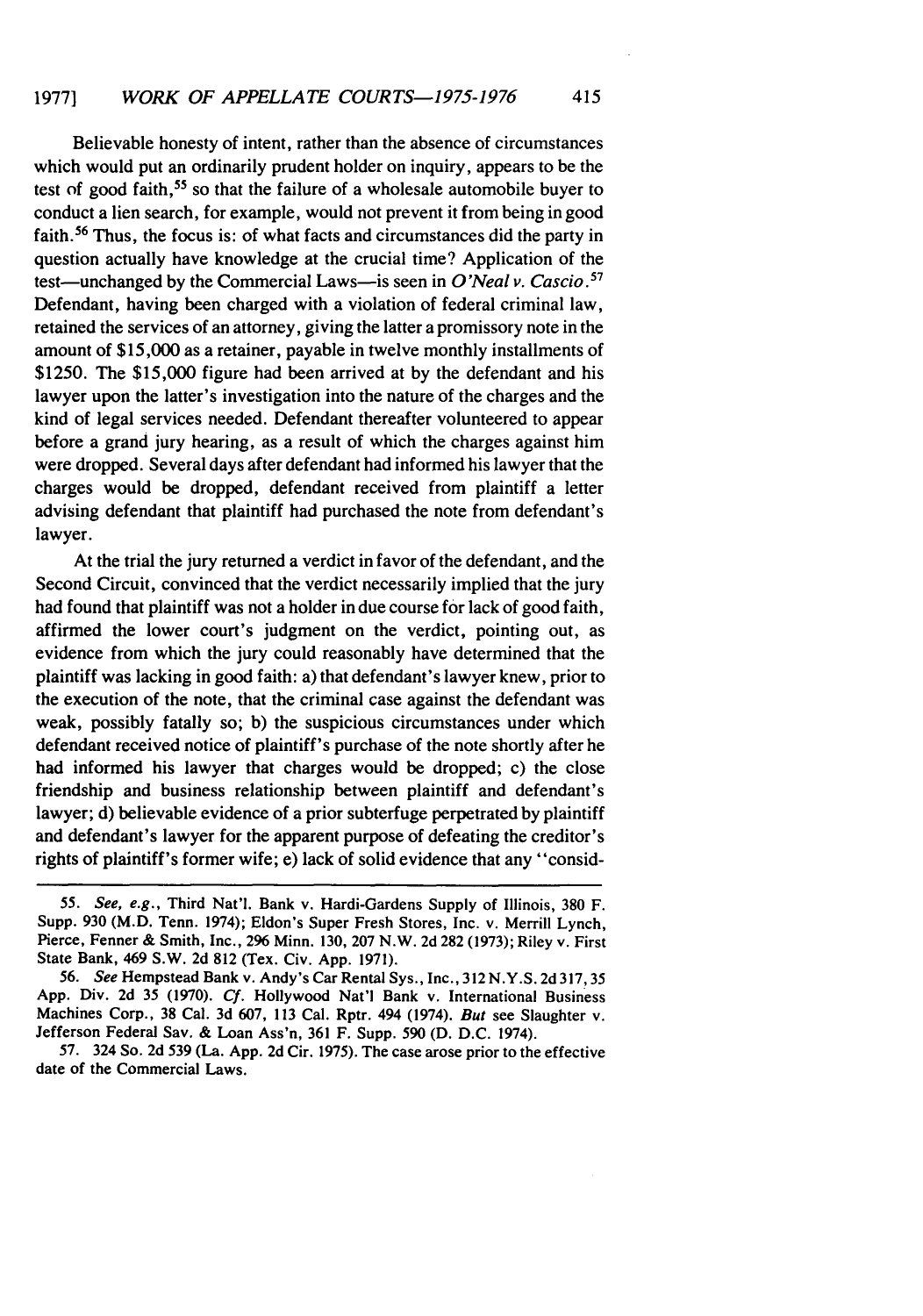Believable honesty of intent, rather than the absence of circumstances which would put an ordinarily prudent holder on inquiry, appears to be the test of good faith,[55] so that the failure of a wholesale automobile buyer to conduct a lien search, for example, would not prevent it from being in good faith.[56] Thus, the focus is: of what facts and circumstances did the party in question actually have knowledge at the crucial time? Application of the test—unchanged by the Commercial Laws—is seen in *O'Neal v. Cascio*.[57] Defendant, having been charged with a violation of federal criminal law, retained the services of an attorney, giving the latter a promissory note in the amount of $15,000 as a retainer, payable in twelve monthly installments of $1250. The $15,000 figure had been arrived at by the defendant and his lawyer upon the latter's investigation into the nature of the charges and the kind of legal services needed. Defendant thereafter volunteered to appear before a grand jury hearing, as a result of which the charges against him were dropped. Several days after defendant had informed his lawyer that the charges would be dropped, defendant received from plaintiff a letter advising defendant that plaintiff had purchased the note from defendant's lawyer.

At the trial the jury returned a verdict in favor of the defendant, and the Second Circuit, convinced that the verdict necessarily implied that the jury had found that plaintiff was not a holder in due course for lack of good faith, affirmed the lower court's judgment on the verdict, pointing out, as evidence from which the jury could reasonably have determined that the plaintiff was lacking in good faith: a) that defendant's lawyer knew, prior to the execution of the note, that the criminal case against the defendant was weak, possibly fatally so; b) the suspicious circumstances under which defendant received notice of plaintiff's purchase of the note shortly after he had informed his lawyer that charges would be dropped; c) the close friendship and business relationship between plaintiff and defendant's lawyer; d) believable evidence of a prior subterfuge perpetrated by plaintiff and defendant's lawyer for the apparent purpose of defeating the creditor's rights of plaintiff's former wife; e) lack of solid evidence that any "consid-

---

55. *See, e.g.*, Third Nat'l. Bank v. Hardi-Gardens Supply of Illinois, 380 F. Supp. 930 (M.D. Tenn. 1974); Eldon's Super Fresh Stores, Inc. v. Merrill Lynch, Pierce, Fenner & Smith, Inc., 296 Minn. 130, 207 N.W. 2d 282 (1973); Riley v. First State Bank, 469 S.W. 2d 812 (Tex. Civ. App. 1971).

56. *See* Hempstead Bank v. Andy's Car Rental Sys., Inc., 312 N.Y.S. 2d 317, 35 App. Div. 2d 35 (1970). *Cf.* Hollywood Nat'l Bank v. International Business Machines Corp., 38 Cal. 3d 607, 113 Cal. Rptr. 494 (1974). *But* see Slaughter v. Jefferson Federal Sav. & Loan Ass'n, 361 F. Supp. 590 (D. D.C. 1974).

57. 324 So. 2d 539 (La. App. 2d Cir. 1975). The case arose prior to the effective date of the Commercial Laws.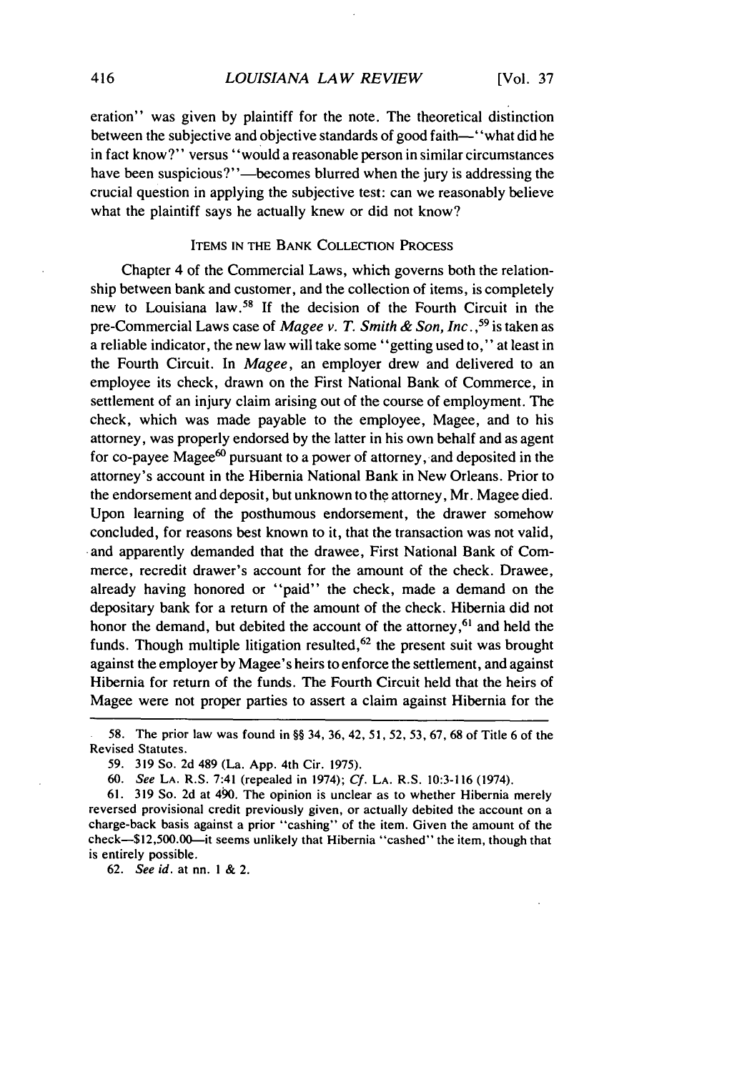eration" was given by plaintiff for the note. The theoretical distinction between the subjective and objective standards of good faith—"what did he in fact know?" versus "would a reasonable person in similar circumstances have been suspicious?"—becomes blurred when the jury is addressing the crucial question in applying the subjective test: can we reasonably believe what the plaintiff says he actually knew or did not know?

## ITEMS IN THE BANK COLLECTION PROCESS

Chapter 4 of the Commercial Laws, which governs both the relationship between bank and customer, and the collection of items, is completely new to Louisiana law.[58] If the decision of the Fourth Circuit in the pre-Commercial Laws case of *Magee v. T. Smith & Son, Inc.*,[59] is taken as a reliable indicator, the new law will take some "getting used to," at least in the Fourth Circuit. In *Magee*, an employer drew and delivered to an employee its check, drawn on the First National Bank of Commerce, in settlement of an injury claim arising out of the course of employment. The check, which was made payable to the employee, Magee, and to his attorney, was properly endorsed by the latter in his own behalf and as agent for co-payee Magee[60] pursuant to a power of attorney, and deposited in the attorney's account in the Hibernia National Bank in New Orleans. Prior to the endorsement and deposit, but unknown to the attorney, Mr. Magee died. Upon learning of the posthumous endorsement, the drawer somehow concluded, for reasons best known to it, that the transaction was not valid, and apparently demanded that the drawee, First National Bank of Commerce, recredit drawer's account for the amount of the check. Drawee, already having honored or "paid" the check, made a demand on the depositary bank for a return of the amount of the check. Hibernia did not honor the demand, but debited the account of the attorney,[61] and held the funds. Though multiple litigation resulted,[62] the present suit was brought against the employer by Magee's heirs to enforce the settlement, and against Hibernia for return of the funds. The Fourth Circuit held that the heirs of Magee were not proper parties to assert a claim against Hibernia for the

---

58. The prior law was found in §§ 34, 36, 42, 51, 52, 53, 67, 68 of Title 6 of the Revised Statutes.

59. 319 So. 2d 489 (La. App. 4th Cir. 1975).

60. *See* LA. R.S. 7:41 (repealed in 1974); *Cf.* LA. R.S. 10:3-116 (1974).

61. 319 So. 2d at 490. The opinion is unclear as to whether Hibernia merely reversed provisional credit previously given, or actually debited the account on a charge-back basis against a prior "cashing" of the item. Given the amount of the check—$12,500.00—it seems unlikely that Hibernia "cashed" the item, though that is entirely possible.

62. *See id.* at nn. 1 & 2.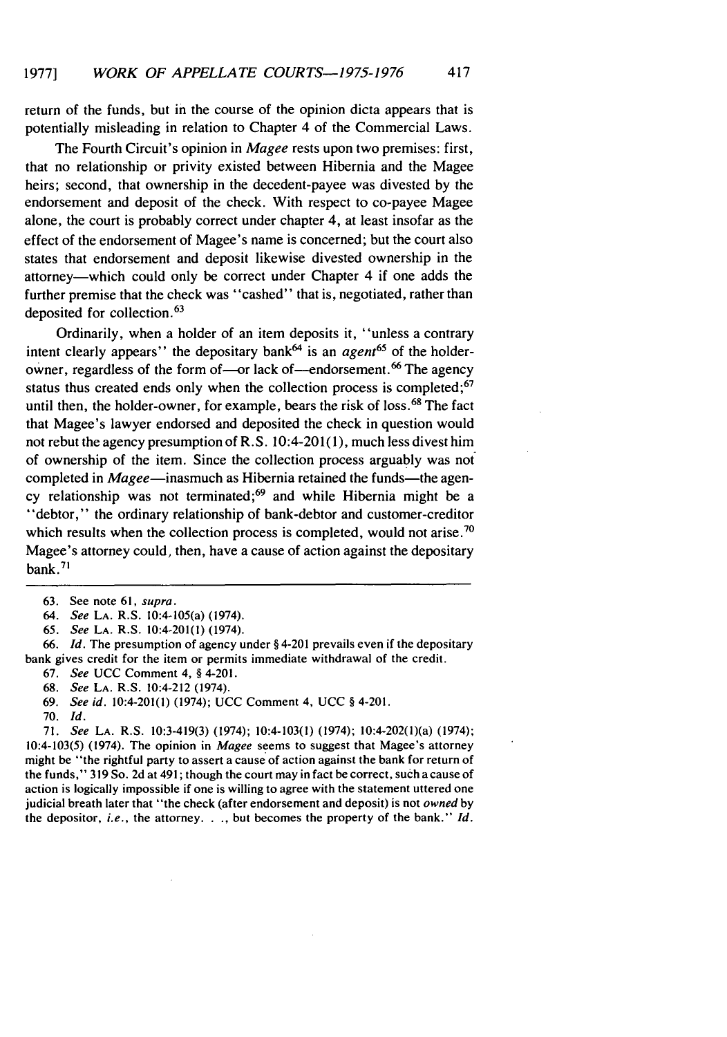return of the funds, but in the course of the opinion dicta appears that is potentially misleading in relation to Chapter 4 of the Commercial Laws.

The Fourth Circuit's opinion in *Magee* rests upon two premises: first, that no relationship or privity existed between Hibernia and the Magee heirs; second, that ownership in the decedent-payee was divested by the endorsement and deposit of the check. With respect to co-payee Magee alone, the court is probably correct under chapter 4, at least insofar as the effect of the endorsement of Magee's name is concerned; but the court also states that endorsement and deposit likewise divested ownership in the attorney—which could only be correct under Chapter 4 if one adds the further premise that the check was "cashed" that is, negotiated, rather than deposited for collection.[63]

Ordinarily, when a holder of an item deposits it, "unless a contrary intent clearly appears" the depositary bank[64] is an *agent*[65] of the holder-owner, regardless of the form of—or lack of—endorsement.[66] The agency status thus created ends only when the collection process is completed;[67] until then, the holder-owner, for example, bears the risk of loss.[68] The fact that Magee's lawyer endorsed and deposited the check in question would not rebut the agency presumption of R.S. 10:4-201(1), much less divest him of ownership of the item. Since the collection process arguably was not completed in *Magee*—inasmuch as Hibernia retained the funds—the agency relationship was not terminated;[69] and while Hibernia might be a "debtor," the ordinary relationship of bank-debtor and customer-creditor which results when the collection process is completed, would not arise.[70] Magee's attorney could, then, have a cause of action against the depositary bank.[71]

---

63. See note 61, *supra*.

64. *See* LA. R.S. 10:4-105(a) (1974).

65. *See* LA. R.S. 10:4-201(1) (1974).

66. *Id*. The presumption of agency under § 4-201 prevails even if the depositary bank gives credit for the item or permits immediate withdrawal of the credit.

67. *See* UCC Comment 4, § 4-201.

68. *See* LA. R.S. 10:4-212 (1974).

69. *See id*. 10:4-201(1) (1974); UCC Comment 4, UCC § 4-201.

70. *Id*.

71. *See* LA. R.S. 10:3-419(3) (1974); 10:4-103(1) (1974); 10:4-202(1)(a) (1974); 10:4-103(5) (1974). The opinion in *Magee* seems to suggest that Magee's attorney might be "the rightful party to assert a cause of action against the bank for return of the funds," 319 So. 2d at 491; though the court may in fact be correct, such a cause of action is logically impossible if one is willing to agree with the statement uttered one judicial breath later that "the check (after endorsement and deposit) is not *owned* by the depositor, *i.e.*, the attorney. . ., but becomes the property of the bank." *Id*.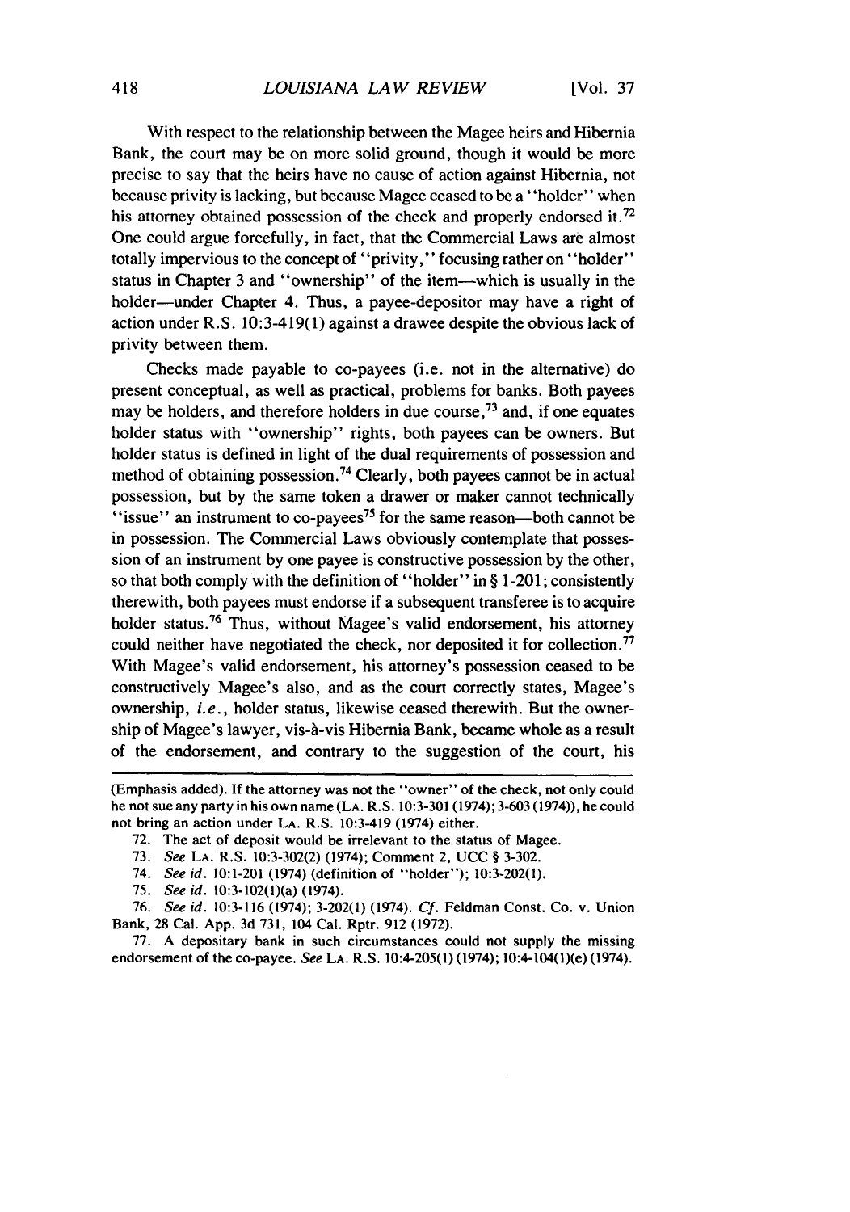With respect to the relationship between the Magee heirs and Hibernia Bank, the court may be on more solid ground, though it would be more precise to say that the heirs have no cause of action against Hibernia, not because privity is lacking, but because Magee ceased to be a "holder" when his attorney obtained possession of the check and properly endorsed it.[72] One could argue forcefully, in fact, that the Commercial Laws are almost totally impervious to the concept of "privity," focusing rather on "holder" status in Chapter 3 and "ownership" of the item—which is usually in the holder—under Chapter 4. Thus, a payee-depositor may have a right of action under R.S. 10:3-419(1) against a drawee despite the obvious lack of privity between them.

Checks made payable to co-payees (i.e. not in the alternative) do present conceptual, as well as practical, problems for banks. Both payees may be holders, and therefore holders in due course,[73] and, if one equates holder status with "ownership" rights, both payees can be owners. But holder status is defined in light of the dual requirements of possession and method of obtaining possession.[74] Clearly, both payees cannot be in actual possession, but by the same token a drawer or maker cannot technically "issue" an instrument to co-payees[75] for the same reason—both cannot be in possession. The Commercial Laws obviously contemplate that possession of an instrument by one payee is constructive possession by the other, so that both comply with the definition of "holder" in § 1-201; consistently therewith, both payees must endorse if a subsequent transferee is to acquire holder status.[76] Thus, without Magee's valid endorsement, his attorney could neither have negotiated the check, nor deposited it for collection.[77] With Magee's valid endorsement, his attorney's possession ceased to be constructively Magee's also, and as the court correctly states, Magee's ownership, *i.e.*, holder status, likewise ceased therewith. But the ownership of Magee's lawyer, vis-à-vis Hibernia Bank, became whole as a result of the endorsement, and contrary to the suggestion of the court, his

---

(Emphasis added). If the attorney was not the "owner" of the check, not only could he not sue any party in his own name (LA. R.S. 10:3-301 (1974); 3-603 (1974)), he could not bring an action under LA. R.S. 10:3-419 (1974) either.

72. The act of deposit would be irrelevant to the status of Magee.

73. *See* LA. R.S. 10:3-302(2) (1974); Comment 2, UCC § 3-302.

74. *See id.* 10:1-201 (1974) (definition of "holder"); 10:3-202(1).

75. *See id.* 10:3-102(1)(a) (1974).

76. *See id.* 10:3-116 (1974); 3-202(1) (1974). *Cf.* Feldman Const. Co. v. Union Bank, 28 Cal. App. 3d 731, 104 Cal. Rptr. 912 (1972).

77. A depositary bank in such circumstances could not supply the missing endorsement of the co-payee. *See* LA. R.S. 10:4-205(1) (1974); 10:4-104(1)(e) (1974).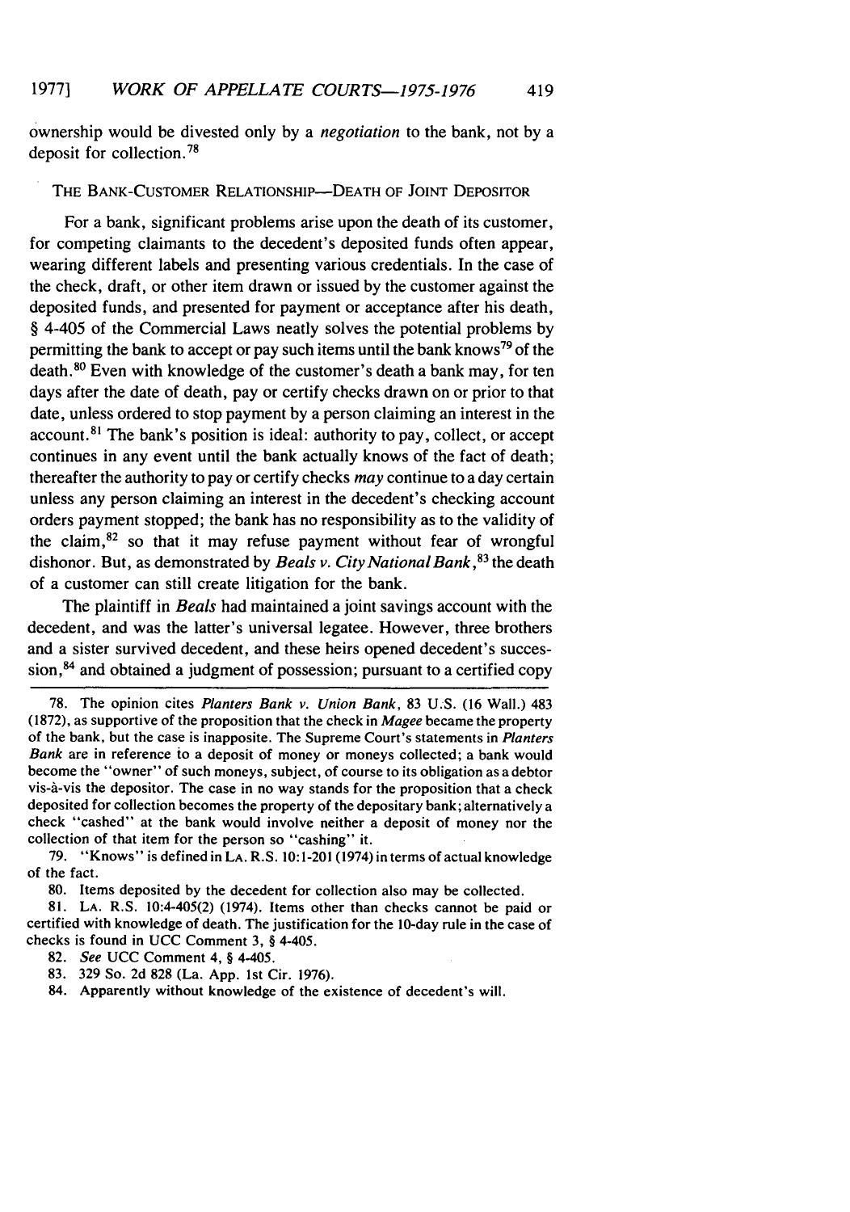ownership would be divested only by a *negotiation* to the bank, not by a deposit for collection.[78]

### THE BANK-CUSTOMER RELATIONSHIP—DEATH OF JOINT DEPOSITOR

For a bank, significant problems arise upon the death of its customer, for competing claimants to the decedent's deposited funds often appear, wearing different labels and presenting various credentials. In the case of the check, draft, or other item drawn or issued by the customer against the deposited funds, and presented for payment or acceptance after his death, § 4-405 of the Commercial Laws neatly solves the potential problems by permitting the bank to accept or pay such items until the bank knows[79] of the death.[80] Even with knowledge of the customer's death a bank may, for ten days after the date of death, pay or certify checks drawn on or prior to that date, unless ordered to stop payment by a person claiming an interest in the account.[81] The bank's position is ideal: authority to pay, collect, or accept continues in any event until the bank actually knows of the fact of death; thereafter the authority to pay or certify checks *may* continue to a day certain unless any person claiming an interest in the decedent's checking account orders payment stopped; the bank has no responsibility as to the validity of the claim,[82] so that it may refuse payment without fear of wrongful dishonor. But, as demonstrated by *Beals v. City National Bank*,[83] the death of a customer can still create litigation for the bank.

The plaintiff in *Beals* had maintained a joint savings account with the decedent, and was the latter's universal legatee. However, three brothers and a sister survived decedent, and these heirs opened decedent's succession,[84] and obtained a judgment of possession; pursuant to a certified copy

---

78. The opinion cites *Planters Bank v. Union Bank*, 83 U.S. (16 Wall.) 483 (1872), as supportive of the proposition that the check in *Magee* became the property of the bank, but the case is inapposite. The Supreme Court's statements in *Planters Bank* are in reference to a deposit of money or moneys collected; a bank would become the "owner" of such moneys, subject, of course to its obligation as a debtor vis-à-vis the depositor. The case in no way stands for the proposition that a check deposited for collection becomes the property of the depositary bank; alternatively a check "cashed" at the bank would involve neither a deposit of money nor the collection of that item for the person so "cashing" it.

79. "Knows" is defined in LA. R.S. 10:1-201 (1974) in terms of actual knowledge of the fact.

80. Items deposited by the decedent for collection also may be collected.

81. LA. R.S. 10:4-405(2) (1974). Items other than checks cannot be paid or certified with knowledge of death. The justification for the 10-day rule in the case of checks is found in UCC Comment 3, § 4-405.

82. *See* UCC Comment 4, § 4-405.

83. 329 So. 2d 828 (La. App. 1st Cir. 1976).

84. Apparently without knowledge of the existence of decedent's will.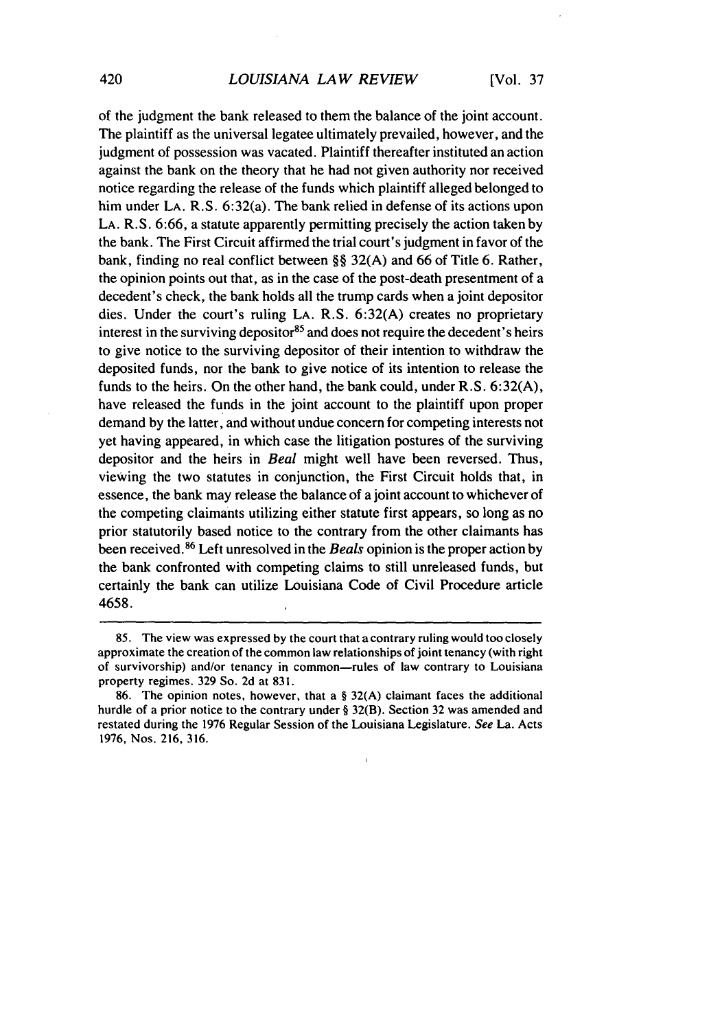of the judgment the bank released to them the balance of the joint account. The plaintiff as the universal legatee ultimately prevailed, however, and the judgment of possession was vacated. Plaintiff thereafter instituted an action against the bank on the theory that he had not given authority nor received notice regarding the release of the funds which plaintiff alleged belonged to him under LA. R.S. 6:32(a). The bank relied in defense of its actions upon LA. R.S. 6:66, a statute apparently permitting precisely the action taken by the bank. The First Circuit affirmed the trial court's judgment in favor of the bank, finding no real conflict between §§ 32(A) and 66 of Title 6. Rather, the opinion points out that, as in the case of the post-death presentment of a decedent's check, the bank holds all the trump cards when a joint depositor dies. Under the court's ruling LA. R.S. 6:32(A) creates no proprietary interest in the surviving depositor[85] and does not require the decedent's heirs to give notice to the surviving depositor of their intention to withdraw the deposited funds, nor the bank to give notice of its intention to release the funds to the heirs. On the other hand, the bank could, under R.S. 6:32(A), have released the funds in the joint account to the plaintiff upon proper demand by the latter, and without undue concern for competing interests not yet having appeared, in which case the litigation postures of the surviving depositor and the heirs in *Beal* might well have been reversed. Thus, viewing the two statutes in conjunction, the First Circuit holds that, in essence, the bank may release the balance of a joint account to whichever of the competing claimants utilizing either statute first appears, so long as no prior statutorily based notice to the contrary from the other claimants has been received.[86] Left unresolved in the *Beals* opinion is the proper action by the bank confronted with competing claims to still unreleased funds, but certainly the bank can utilize Louisiana Code of Civil Procedure article 4658.

---

85. The view was expressed by the court that a contrary ruling would too closely approximate the creation of the common law relationships of joint tenancy (with right of survivorship) and/or tenancy in common—rules of law contrary to Louisiana property regimes. 329 So. 2d at 831.

86. The opinion notes, however, that a § 32(A) claimant faces the additional hurdle of a prior notice to the contrary under § 32(B). Section 32 was amended and restated during the 1976 Regular Session of the Louisiana Legislature. *See* La. Acts 1976, Nos. 216, 316.